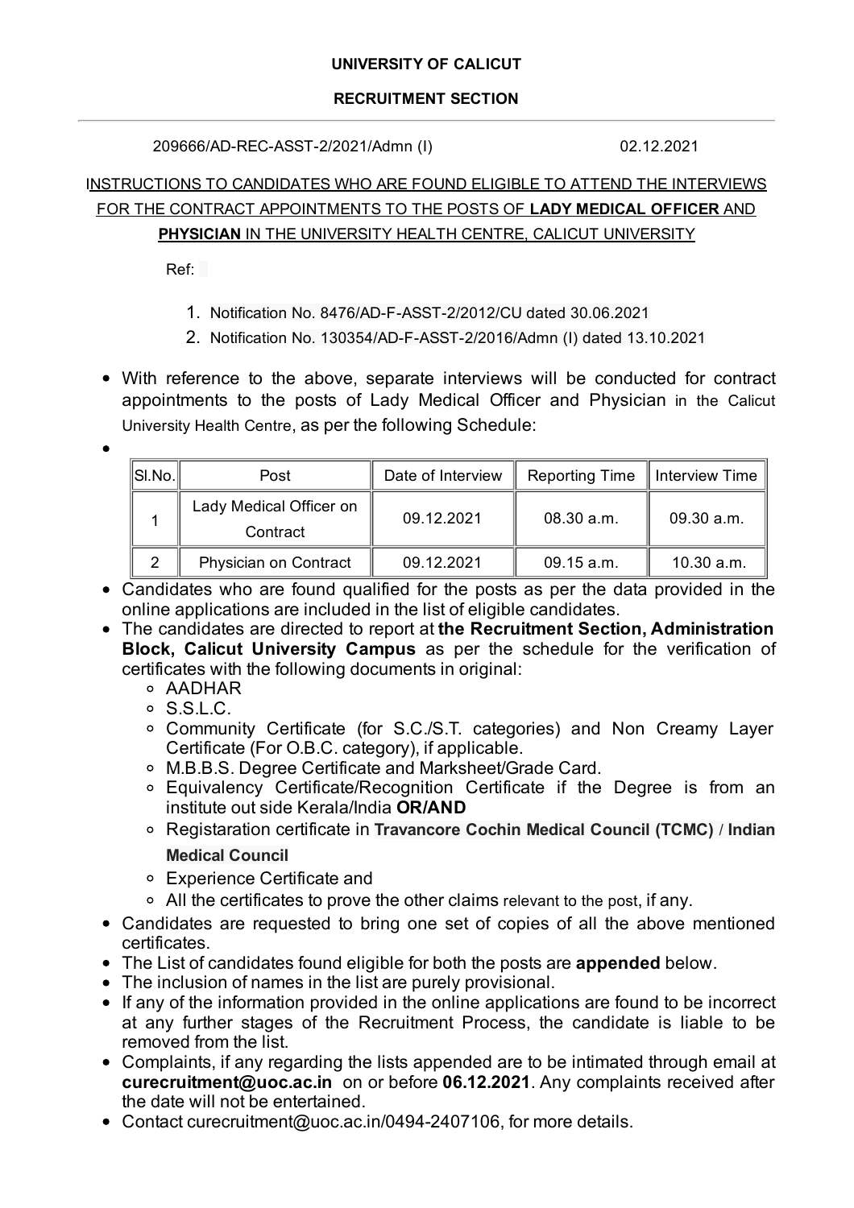**UNIVERSITY OF CALICUT**

**RECRUITMENT SECTION**

---

209666/AD-REC-ASST-2/2021/Admn (I) 02.12.2021

INSTRUCTIONS TO CANDIDATES WHO ARE FOUND ELIGIBLE TO ATTEND THE INTERVIEWS FOR THE CONTRACT APPOINTMENTS TO THE POSTS OF **LADY MEDICAL OFFICER** AND **PHYSICIAN** IN THE UNIVERSITY HEALTH CENTRE, CALICUT UNIVERSITY

Ref:

1. Notification No. 8476/AD-F-ASST-2/2012/CU dated 30.06.2021
2. Notification No. 130354/AD-F-ASST-2/2016/Admn (I) dated 13.10.2021

- With reference to the above, separate interviews will be conducted for contract appointments to the posts of Lady Medical Officer and Physician in the Calicut University Health Centre, as per the following Schedule:

| Sl.No. | Post | Date of Interview | Reporting Time | Interview Time |
|---|---|---|---|---|
| 1 | Lady Medical Officer on Contract | 09.12.2021 | 08.30 a.m. | 09.30 a.m. |
| 2 | Physician on Contract | 09.12.2021 | 09.15 a.m. | 10.30 a.m. |

- Candidates who are found qualified for the posts as per the data provided in the online applications are included in the list of eligible candidates.
- The candidates are directed to report at **the Recruitment Section, Administration Block, Calicut University Campus** as per the schedule for the verification of certificates with the following documents in original:
  - AADHAR
  - S.S.L.C.
  - Community Certificate (for S.C./S.T. categories) and Non Creamy Layer Certificate (For O.B.C. category), if applicable.
  - M.B.B.S. Degree Certificate and Marksheet/Grade Card.
  - Equivalency Certificate/Recognition Certificate if the Degree is from an institute out side Kerala/India **OR/AND**
  - Registaration certificate in **Travancore Cochin Medical Council (TCMC)** / **Indian Medical Council**
  - Experience Certificate and
  - All the certificates to prove the other claims relevant to the post, if any.
- Candidates are requested to bring one set of copies of all the above mentioned certificates.
- The List of candidates found eligible for both the posts are **appended** below.
- The inclusion of names in the list are purely provisional.
- If any of the information provided in the online applications are found to be incorrect at any further stages of the Recruitment Process, the candidate is liable to be removed from the list.
- Complaints, if any regarding the lists appended are to be intimated through email at **curecruitment@uoc.ac.in** on or before **06.12.2021**. Any complaints received after the date will not be entertained.
- Contact curecruitment@uoc.ac.in/0494-2407106, for more details.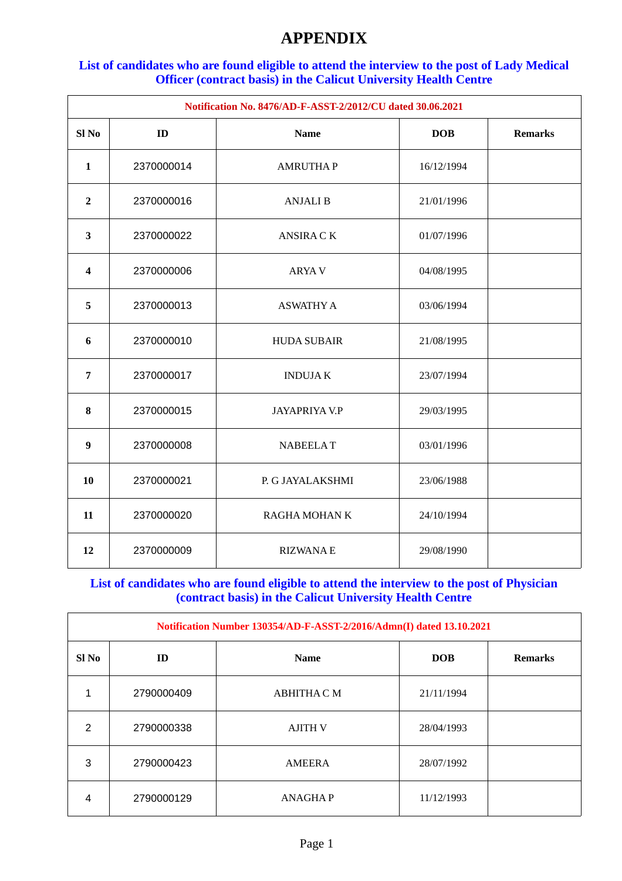# APPENDIX

## List of candidates who are found eligible to attend the interview to the post of Lady Medical Officer (contract basis) in the Calicut University Health Centre

| Notification No. 8476/AD-F-ASST-2/2012/CU dated 30.06.2021 | | | | |
|---|---|---|---|---|
| **Sl No** | **ID** | **Name** | **DOB** | **Remarks** |
| **1** | 2370000014 | AMRUTHA P | 16/12/1994 | |
| **2** | 2370000016 | ANJALI B | 21/01/1996 | |
| **3** | 2370000022 | ANSIRA C K | 01/07/1996 | |
| **4** | 2370000006 | ARYA V | 04/08/1995 | |
| **5** | 2370000013 | ASWATHY A | 03/06/1994 | |
| **6** | 2370000010 | HUDA SUBAIR | 21/08/1995 | |
| **7** | 2370000017 | INDUJA K | 23/07/1994 | |
| **8** | 2370000015 | JAYAPRIYA V.P | 29/03/1995 | |
| **9** | 2370000008 | NABEELA T | 03/01/1996 | |
| **10** | 2370000021 | P. G JAYALAKSHMI | 23/06/1988 | |
| **11** | 2370000020 | RAGHA MOHAN K | 24/10/1994 | |
| **12** | 2370000009 | RIZWANA E | 29/08/1990 | |

## List of candidates who are found eligible to attend the interview to the post of Physician (contract basis) in the Calicut University Health Centre

| Notification Number 130354/AD-F-ASST-2/2016/Admn(I) dated 13.10.2021 | | | | |
|---|---|---|---|---|
| **Sl No** | **ID** | **Name** | **DOB** | **Remarks** |
| 1 | 2790000409 | ABHITHA C M | 21/11/1994 | |
| 2 | 2790000338 | AJITH V | 28/04/1993 | |
| 3 | 2790000423 | AMEERA | 28/07/1992 | |
| 4 | 2790000129 | ANAGHA P | 11/12/1993 | |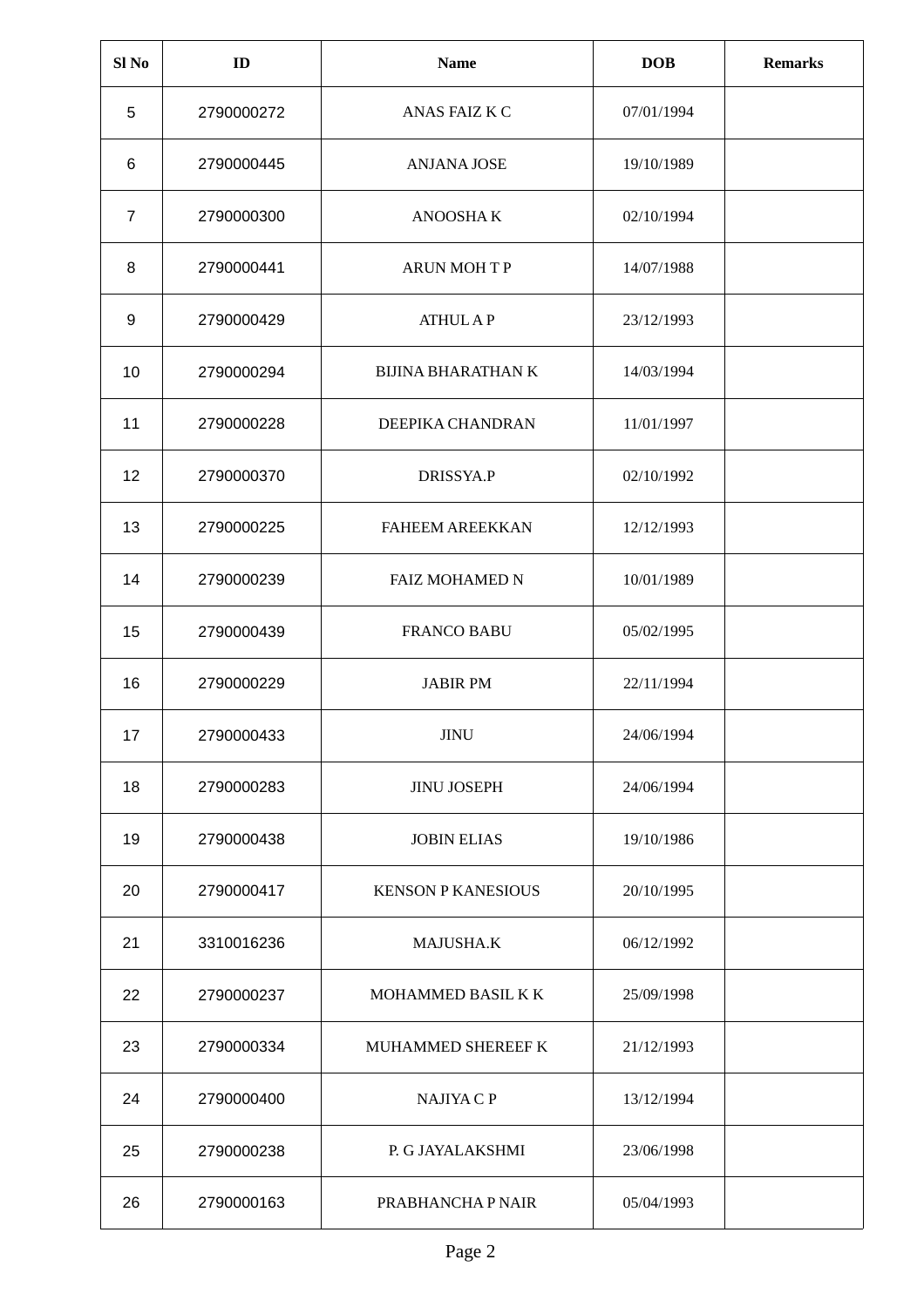| Sl No | ID | Name | DOB | Remarks |
|---|---|---|---|---|
| 5 | 2790000272 | ANAS FAIZ K C | 07/01/1994 | |
| 6 | 2790000445 | ANJANA JOSE | 19/10/1989 | |
| 7 | 2790000300 | ANOOSHA K | 02/10/1994 | |
| 8 | 2790000441 | ARUN MOH T P | 14/07/1988 | |
| 9 | 2790000429 | ATHUL A P | 23/12/1993 | |
| 10 | 2790000294 | BIJINA BHARATHAN K | 14/03/1994 | |
| 11 | 2790000228 | DEEPIKA CHANDRAN | 11/01/1997 | |
| 12 | 2790000370 | DRISSYA.P | 02/10/1992 | |
| 13 | 2790000225 | FAHEEM AREEKKAN | 12/12/1993 | |
| 14 | 2790000239 | FAIZ MOHAMED N | 10/01/1989 | |
| 15 | 2790000439 | FRANCO BABU | 05/02/1995 | |
| 16 | 2790000229 | JABIR PM | 22/11/1994 | |
| 17 | 2790000433 | JINU | 24/06/1994 | |
| 18 | 2790000283 | JINU JOSEPH | 24/06/1994 | |
| 19 | 2790000438 | JOBIN ELIAS | 19/10/1986 | |
| 20 | 2790000417 | KENSON P KANESIOUS | 20/10/1995 | |
| 21 | 3310016236 | MAJUSHA.K | 06/12/1992 | |
| 22 | 2790000237 | MOHAMMED BASIL K K | 25/09/1998 | |
| 23 | 2790000334 | MUHAMMED SHEREEF K | 21/12/1993 | |
| 24 | 2790000400 | NAJIYA C P | 13/12/1994 | |
| 25 | 2790000238 | P. G JAYALAKSHMI | 23/06/1998 | |
| 26 | 2790000163 | PRABHANCHA P NAIR | 05/04/1993 | |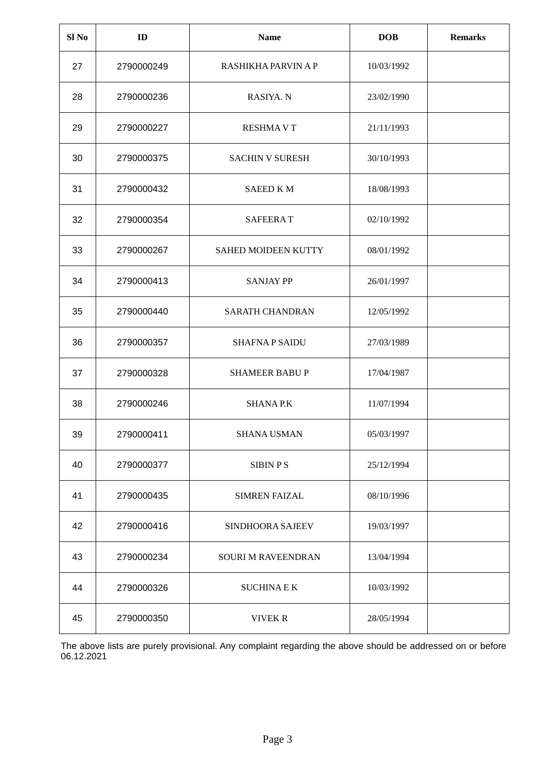| Sl No | ID | Name | DOB | Remarks |
|---|---|---|---|---|
| 27 | 2790000249 | RASHIKHA PARVIN A P | 10/03/1992 | |
| 28 | 2790000236 | RASIYA. N | 23/02/1990 | |
| 29 | 2790000227 | RESHMA V T | 21/11/1993 | |
| 30 | 2790000375 | SACHIN V SURESH | 30/10/1993 | |
| 31 | 2790000432 | SAEED K M | 18/08/1993 | |
| 32 | 2790000354 | SAFEERA T | 02/10/1992 | |
| 33 | 2790000267 | SAHED MOIDEEN KUTTY | 08/01/1992 | |
| 34 | 2790000413 | SANJAY PP | 26/01/1997 | |
| 35 | 2790000440 | SARATH CHANDRAN | 12/05/1992 | |
| 36 | 2790000357 | SHAFNA P SAIDU | 27/03/1989 | |
| 37 | 2790000328 | SHAMEER BABU P | 17/04/1987 | |
| 38 | 2790000246 | SHANA P.K | 11/07/1994 | |
| 39 | 2790000411 | SHANA USMAN | 05/03/1997 | |
| 40 | 2790000377 | SIBIN P S | 25/12/1994 | |
| 41 | 2790000435 | SIMREN FAIZAL | 08/10/1996 | |
| 42 | 2790000416 | SINDHOORA SAJEEV | 19/03/1997 | |
| 43 | 2790000234 | SOURI M RAVEENDRAN | 13/04/1994 | |
| 44 | 2790000326 | SUCHINA E K | 10/03/1992 | |
| 45 | 2790000350 | VIVEK R | 28/05/1994 | |

The above lists are purely provisional. Any complaint regarding the above should be addressed on or before 06.12.2021